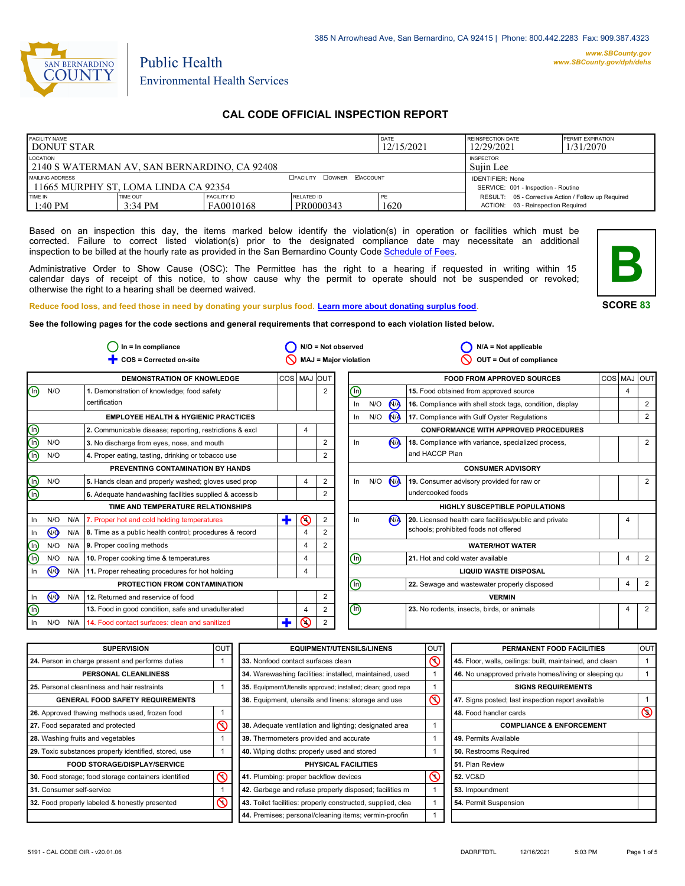385 N Arrowhead Ave, San Bernardino, CA 92415 | Phone: 800.442.2283 Fax: 909.387.4323

www.SBCounty.gov
www.SBCounty.gov/dph/dehs

SAN BERNARDINO COUNTY

Public Health
Environmental Health Services

# CAL CODE OFFICIAL INSPECTION REPORT

| FACILITY NAME | | | | DATE | REINSPECTION DATE | PERMIT EXPIRATION |
|---|---|---|---|---|---|---|
| DONUT STAR | | | | 12/15/2021 | 12/29/2021 | 1/31/2070 |
| LOCATION: 2140 S WATERMAN AV, SAN BERNARDINO, CA 92408 | | | | | INSPECTOR: Sujin Lee | |
| MAILING ADDRESS: 11665 MURPHY ST, LOMA LINDA CA 92354 | | | ☐FACILITY ☐OWNER ☑ACCOUNT | | IDENTIFIER: None<br>SERVICE: 001 - Inspection - Routine | |
| TIME IN | TIME OUT | FACILITY ID | RELATED ID | PE | RESULT: 05 - Corrective Action / Follow up Required<br>ACTION: 03 - Reinspection Required | |
| 1:40 PM | 3:34 PM | FA0010168 | PR0000343 | 1620 | | |

Based on an inspection this day, the items marked below identify the violation(s) in operation or facilities which must be corrected. Failure to correct listed violation(s) prior to the designated compliance date may necessitate an additional inspection to be billed at the hourly rate as provided in the San Bernardino County Code Schedule of Fees.

Administrative Order to Show Cause (OSC): The Permittee has the right to a hearing if requested in writing within 15 calendar days of receipt of this notice, to show cause why the permit to operate should not be suspended or revoked; otherwise the right to a hearing shall be deemed waived.

**B**

**SCORE 83**

Reduce food loss, and feed those in need by donating your surplus food. Learn more about donating surplus food.

**See the following pages for the code sections and general requirements that correspond to each violation listed below.**

In = In compliance | N/O = Not observed | N/A = Not applicable | COS = Corrected on-site | MAJ = Major violation | OUT = Out of compliance

| | | | DEMONSTRATION OF KNOWLEDGE | COS | MAJ | OUT |
|---|---|---|---|---|---|---|
| (In) | N/O | | 1. Demonstration of knowledge; food safety certification | | | 2 |
| | | | **EMPLOYEE HEALTH & HYGIENIC PRACTICES** | | | |
| (In) | | | 2. Communicable disease; reporting, restrictions & excl | | 4 | |
| (In) | N/O | | 3. No discharge from eyes, nose, and mouth | | | 2 |
| (In) | N/O | | 4. Proper eating, tasting, drinking or tobacco use | | | 2 |
| | | | **PREVENTING CONTAMINATION BY HANDS** | | | |
| (In) | N/O | | 5. Hands clean and properly washed; gloves used prop | | 4 | 2 |
| (In) | | | 6. Adequate handwashing facilities supplied & accessib | | | 2 |
| | | | **TIME AND TEMPERATURE RELATIONSHIPS** | | | |
| In | N/O | N/A | 7. Proper hot and cold holding temperatures | + | (4) | 2 |
| In | (N/O) | N/A | 8. Time as a public health control; procedures & record | | 4 | 2 |
| (In) | N/O | N/A | 9. Proper cooling methods | | 4 | 2 |
| (In) | N/O | N/A | 10. Proper cooking time & temperatures | | 4 | |
| In | (N/O) | N/A | 11. Proper reheating procedures for hot holding | | 4 | |
| | | | **PROTECTION FROM CONTAMINATION** | | | |
| In | (N/O) | N/A | 12. Returned and reservice of food | | | 2 |
| (In) | | | 13. Food in good condition, safe and unadulterated | | 4 | 2 |
| In | N/O | N/A | 14. Food contact surfaces: clean and sanitized | + | (4) | 2 |

| | | | FOOD FROM APPROVED SOURCES | COS | MAJ | OUT |
|---|---|---|---|---|---|---|
| (In) | | | 15. Food obtained from approved source | | 4 | |
| In | N/O | (N/A) | 16. Compliance with shell stock tags, condition, display | | | 2 |
| In | N/O | (N/A) | 17. Compliance with Gulf Oyster Regulations | | | 2 |
| | | | **CONFORMANCE WITH APPROVED PROCEDURES** | | | |
| In | | (N/A) | 18. Compliance with variance, specialized process, and HACCP Plan | | | 2 |
| | | | **CONSUMER ADVISORY** | | | |
| In | N/O | (N/A) | 19. Consumer advisory provided for raw or undercooked foods | | | 2 |
| | | | **HIGHLY SUSCEPTIBLE POPULATIONS** | | | |
| In | | (N/A) | 20. Licensed health care facilities/public and private schools; prohibited foods not offered | | 4 | |
| | | | **WATER/HOT WATER** | | | |
| (In) | | | 21. Hot and cold water available | | 4 | 2 |
| | | | **LIQUID WASTE DISPOSAL** | | | |
| (In) | | | 22. Sewage and wastewater properly disposed | | 4 | 2 |
| | | | **VERMIN** | | | |
| (In) | | | 23. No rodents, insects, birds, or animals | | 4 | 2 |

| SUPERVISION | OUT |
|---|---|
| 24. Person in charge present and performs duties | 1 |
| **PERSONAL CLEANLINESS** | |
| 25. Personal cleanliness and hair restraints | 1 |
| **GENERAL FOOD SAFETY REQUIREMENTS** | |
| 26. Approved thawing methods used, frozen food | 1 |
| 27. Food separated and protected | (1) |
| 28. Washing fruits and vegetables | 1 |
| 29. Toxic substances properly identified, stored, use | 1 |
| **FOOD STORAGE/DISPLAY/SERVICE** | |
| 30. Food storage; food storage containers identified | (1) |
| 31. Consumer self-service | 1 |
| 32. Food properly labeled & honestly presented | (1) |

| EQUIPMENT/UTENSILS/LINENS | OUT |
|---|---|
| 33. Nonfood contact surfaces clean | (1) |
| 34. Warewashing facilities: installed, maintained, used | 1 |
| 35. Equipment/Utensils approved; installed; clean; good repa | 1 |
| 36. Equipment, utensils and linens: storage and use | (1) |
| 38. Adequate ventilation and lighting; designated area | 1 |
| 39. Thermometers provided and accurate | 1 |
| 40. Wiping cloths: properly used and stored | 1 |
| **PHYSICAL FACILITIES** | |
| 41. Plumbing: proper backflow devices | (1) |
| 42. Garbage and refuse properly disposed; facilities m | 1 |
| 43. Toilet facilities: properly constructed, supplied, clea | 1 |
| 44. Premises; personal/cleaning items; vermin-proofin | 1 |

| PERMANENT FOOD FACILITIES | OUT |
|---|---|
| 45. Floor, walls, ceilings: built, maintained, and clean | 1 |
| 46. No unapproved private homes/living or sleeping qu | 1 |
| **SIGNS REQUIREMENTS** | |
| 47. Signs posted; last inspection report available | 1 |
| 48. Food handler cards | (3) |
| **COMPLIANCE & ENFORCEMENT** | |
| 49. Permits Available | |
| 50. Restrooms Required | |
| 51. Plan Review | |
| 52. VC&D | |
| 53. Impoundment | |
| 54. Permit Suspension | |

5191 - CAL CODE OIR - v20.01.06 DADRFTDTL 12/16/2021 5:03 PM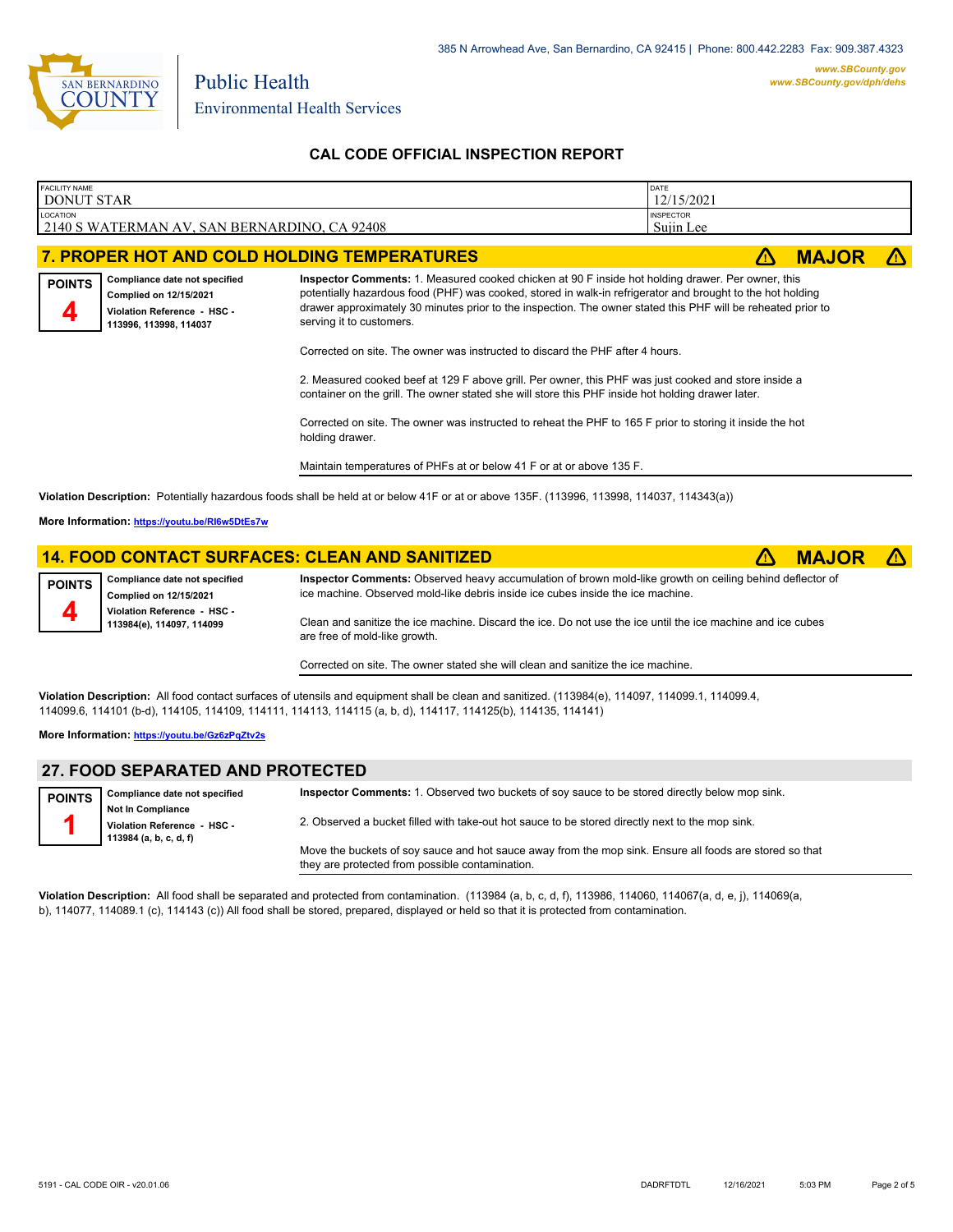385 N Arrowhead Ave, San Bernardino, CA 92415 | Phone: 800.442.2283 Fax: 909.387.4323

www.SBCounty.gov
www.SBCounty.gov/dph/dehs

SAN BERNARDINO COUNTY

Public Health
Environmental Health Services

## CAL CODE OFFICIAL INSPECTION REPORT

| FACILITY NAME | DATE |
|---|---|
| DONUT STAR | 12/15/2021 |
| **LOCATION** | **INSPECTOR** |
| 2140 S WATERMAN AV, SAN BERNARDINO, CA 92408 | Sujin Lee |

### 7. PROPER HOT AND COLD HOLDING TEMPERATURES — ⚠ MAJOR ⚠

**POINTS 4**

**Compliance date not specified**
**Complied on 12/15/2021**
**Violation Reference - HSC - 113996, 113998, 114037**

**Inspector Comments:** 1. Measured cooked chicken at 90 F inside hot holding drawer. Per owner, this potentially hazardous food (PHF) was cooked, stored in walk-in refrigerator and brought to the hot holding drawer approximately 30 minutes prior to the inspection. The owner stated this PHF will be reheated prior to serving it to customers.

Corrected on site. The owner was instructed to discard the PHF after 4 hours.

2. Measured cooked beef at 129 F above grill. Per owner, this PHF was just cooked and store inside a container on the grill. The owner stated she will store this PHF inside hot holding drawer later.

Corrected on site. The owner was instructed to reheat the PHF to 165 F prior to storing it inside the hot holding drawer.

Maintain temperatures of PHFs at or below 41 F or at or above 135 F.

**Violation Description:** Potentially hazardous foods shall be held at or below 41F or at or above 135F. (113996, 113998, 114037, 114343(a))

**More Information:** https://youtu.be/RI6w5DtEs7w

### 14. FOOD CONTACT SURFACES: CLEAN AND SANITIZED — ⚠ MAJOR ⚠

**POINTS 4**

**Compliance date not specified**
**Complied on 12/15/2021**
**Violation Reference - HSC - 113984(e), 114097, 114099**

**Inspector Comments:** Observed heavy accumulation of brown mold-like growth on ceiling behind deflector of ice machine. Observed mold-like debris inside ice cubes inside the ice machine.

Clean and sanitize the ice machine. Discard the ice. Do not use the ice until the ice machine and ice cubes are free of mold-like growth.

Corrected on site. The owner stated she will clean and sanitize the ice machine.

**Violation Description:** All food contact surfaces of utensils and equipment shall be clean and sanitized. (113984(e), 114097, 114099.1, 114099.4, 114099.6, 114101 (b-d), 114105, 114109, 114111, 114113, 114115 (a, b, d), 114117, 114125(b), 114135, 114141)

**More Information:** https://youtu.be/Gz6zPqZtv2s

### 27. FOOD SEPARATED AND PROTECTED

**POINTS 1**

**Compliance date not specified**
**Not In Compliance**
**Violation Reference - HSC - 113984 (a, b, c, d, f)**

**Inspector Comments:** 1. Observed two buckets of soy sauce to be stored directly below mop sink.

2. Observed a bucket filled with take-out hot sauce to be stored directly next to the mop sink.

Move the buckets of soy sauce and hot sauce away from the mop sink. Ensure all foods are stored so that they are protected from possible contamination.

**Violation Description:** All food shall be separated and protected from contamination. (113984 (a, b, c, d, f), 113986, 114060, 114067(a, d, e, j), 114069(a, b), 114077, 114089.1 (c), 114143 (c)) All food shall be stored, prepared, displayed or held so that it is protected from contamination.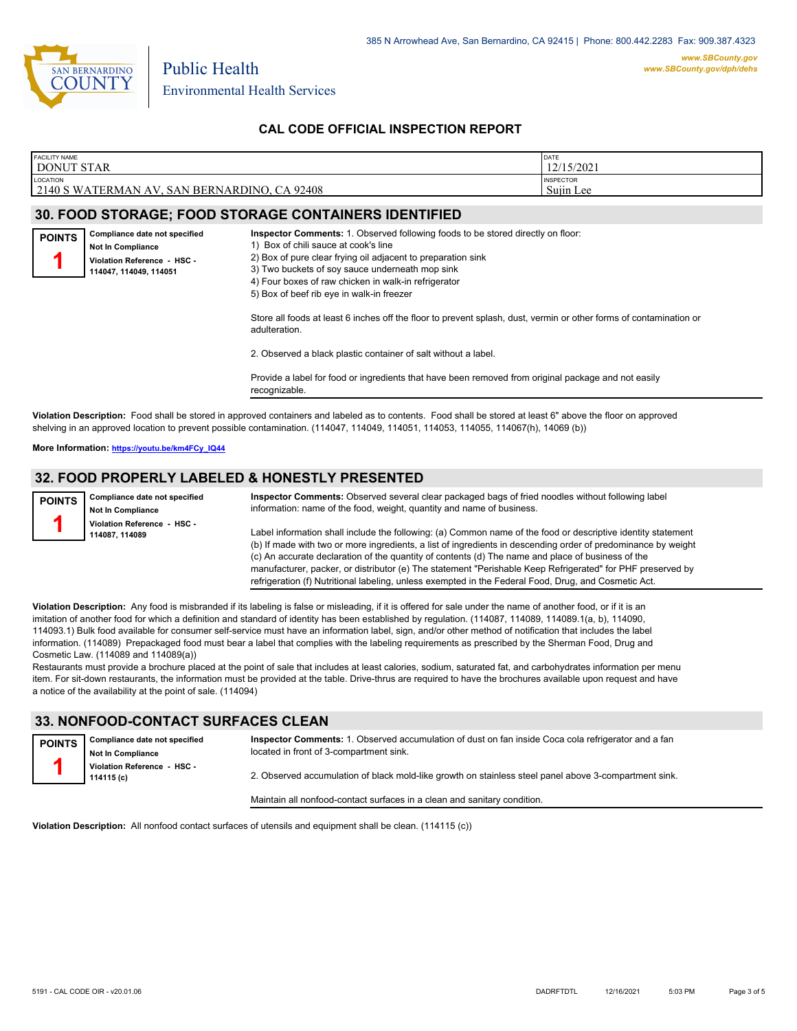385 N Arrowhead Ave, San Bernardino, CA 92415 | Phone: 800.442.2283 Fax: 909.387.4323

*www.SBCounty.gov*
*www.SBCounty.gov/dph/dehs*

San Bernardino County
Public Health
Environmental Health Services

## CAL CODE OFFICIAL INSPECTION REPORT

| FACILITY NAME | DATE |
|---|---|
| DONUT STAR | 12/15/2021 |
| LOCATION | INSPECTOR |
| 2140 S WATERMAN AV, SAN BERNARDINO, CA 92408 | Sujin Lee |

## 30. FOOD STORAGE; FOOD STORAGE CONTAINERS IDENTIFIED

**POINTS 1**

**Compliance date not specified**
**Not In Compliance**
**Violation Reference - HSC - 114047, 114049, 114051**

**Inspector Comments:** 1. Observed following foods to be stored directly on floor:
1) Box of chili sauce at cook's line
2) Box of pure clear frying oil adjacent to preparation sink
3) Two buckets of soy sauce underneath mop sink
4) Four boxes of raw chicken in walk-in refrigerator
5) Box of beef rib eye in walk-in freezer

Store all foods at least 6 inches off the floor to prevent splash, dust, vermin or other forms of contamination or adulteration.

2. Observed a black plastic container of salt without a label.

Provide a label for food or ingredients that have been removed from original package and not easily recognizable.

**Violation Description:** Food shall be stored in approved containers and labeled as to contents. Food shall be stored at least 6" above the floor on approved shelving in an approved location to prevent possible contamination. (114047, 114049, 114051, 114053, 114055, 114067(h), 14069 (b))

**More Information:** https://youtu.be/km4FCy_IQ44

## 32. FOOD PROPERLY LABELED & HONESTLY PRESENTED

**POINTS 1**

**Compliance date not specified**
**Not In Compliance**
**Violation Reference - HSC - 114087, 114089**

**Inspector Comments:** Observed several clear packaged bags of fried noodles without following label information: name of the food, weight, quantity and name of business.

Label information shall include the following: (a) Common name of the food or descriptive identity statement (b) If made with two or more ingredients, a list of ingredients in descending order of predominance by weight (c) An accurate declaration of the quantity of contents (d) The name and place of business of the manufacturer, packer, or distributor (e) The statement "Perishable Keep Refrigerated" for PHF preserved by refrigeration (f) Nutritional labeling, unless exempted in the Federal Food, Drug, and Cosmetic Act.

**Violation Description:** Any food is misbranded if its labeling is false or misleading, if it is offered for sale under the name of another food, or if it is an imitation of another food for which a definition and standard of identity has been established by regulation. (114087, 114089, 114089.1(a, b), 114090, 114093.1) Bulk food available for consumer self-service must have an information label, sign, and/or other method of notification that includes the label information. (114089) Prepackaged food must bear a label that complies with the labeling requirements as prescribed by the Sherman Food, Drug and Cosmetic Law. (114089 and 114089(a))
Restaurants must provide a brochure placed at the point of sale that includes at least calories, sodium, saturated fat, and carbohydrates information per menu item. For sit-down restaurants, the information must be provided at the table. Drive-thrus are required to have the brochures available upon request and have a notice of the availability at the point of sale. (114094)

## 33. NONFOOD-CONTACT SURFACES CLEAN

**POINTS 1**

**Compliance date not specified**
**Not In Compliance**
**Violation Reference - HSC - 114115 (c)**

**Inspector Comments:** 1. Observed accumulation of dust on fan inside Coca cola refrigerator and a fan located in front of 3-compartment sink.

2. Observed accumulation of black mold-like growth on stainless steel panel above 3-compartment sink.

Maintain all nonfood-contact surfaces in a clean and sanitary condition.

**Violation Description:** All nonfood contact surfaces of utensils and equipment shall be clean. (114115 (c))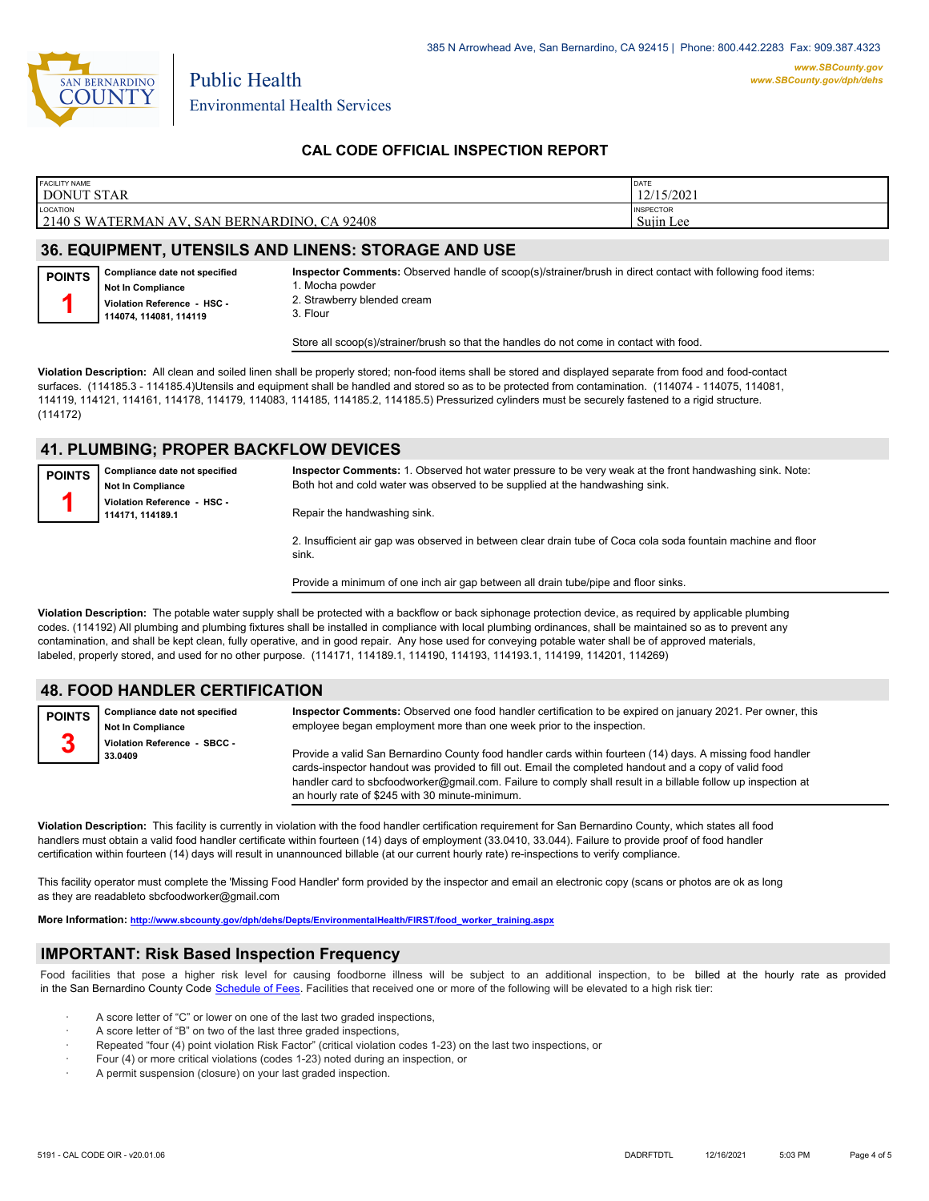385 N Arrowhead Ave, San Bernardino, CA 92415 | Phone: 800.442.2283 Fax: 909.387.4323

Public Health
Environmental Health Services

www.SBCounty.gov
www.SBCounty.gov/dph/dehs

## CAL CODE OFFICIAL INSPECTION REPORT

| FACILITY NAME | DATE |
|---|---|
| DONUT STAR | 12/15/2021 |
| **LOCATION** | **INSPECTOR** |
| 2140 S WATERMAN AV, SAN BERNARDINO, CA 92408 | Sujin Lee |

### 36. EQUIPMENT, UTENSILS AND LINENS: STORAGE AND USE

**POINTS** 1

**Compliance date not specified**
**Not In Compliance**
**Violation Reference - HSC - 114074, 114081, 114119**

**Inspector Comments:** Observed handle of scoop(s)/strainer/brush in direct contact with following food items:
1. Mocha powder
2. Strawberry blended cream
3. Flour

Store all scoop(s)/strainer/brush so that the handles do not come in contact with food.

**Violation Description:** All clean and soiled linen shall be properly stored; non-food items shall be stored and displayed separate from food and food-contact surfaces. (114185.3 - 114185.4)Utensils and equipment shall be handled and stored so as to be protected from contamination. (114074 - 114075, 114081, 114119, 114121, 114161, 114178, 114179, 114083, 114185, 114185.2, 114185.5) Pressurized cylinders must be securely fastened to a rigid structure. (114172)

### 41. PLUMBING; PROPER BACKFLOW DEVICES

**POINTS** 1

**Compliance date not specified**
**Not In Compliance**
**Violation Reference - HSC - 114171, 114189.1**

**Inspector Comments:** 1. Observed hot water pressure to be very weak at the front handwashing sink. Note: Both hot and cold water was observed to be supplied at the handwashing sink.

Repair the handwashing sink.

2. Insufficient air gap was observed in between clear drain tube of Coca cola soda fountain machine and floor sink.

Provide a minimum of one inch air gap between all drain tube/pipe and floor sinks.

**Violation Description:** The potable water supply shall be protected with a backflow or back siphonage protection device, as required by applicable plumbing codes. (114192) All plumbing and plumbing fixtures shall be installed in compliance with local plumbing ordinances, shall be maintained so as to prevent any contamination, and shall be kept clean, fully operative, and in good repair. Any hose used for conveying potable water shall be of approved materials, labeled, properly stored, and used for no other purpose. (114171, 114189.1, 114190, 114193, 114193.1, 114199, 114201, 114269)

### 48. FOOD HANDLER CERTIFICATION

**POINTS** 3

**Compliance date not specified**
**Not In Compliance**
**Violation Reference - SBCC - 33.0409**

**Inspector Comments:** Observed one food handler certification to be expired on january 2021. Per owner, this employee began employment more than one week prior to the inspection.

Provide a valid San Bernardino County food handler cards within fourteen (14) days. A missing food handler cards-inspector handout was provided to fill out. Email the completed handout and a copy of valid food handler card to sbcfoodworker@gmail.com. Failure to comply shall result in a billable follow up inspection at an hourly rate of $245 with 30 minute-minimum.

**Violation Description:** This facility is currently in violation with the food handler certification requirement for San Bernardino County, which states all food handlers must obtain a valid food handler certificate within fourteen (14) days of employment (33.0410, 33.044). Failure to provide proof of food handler certification within fourteen (14) days will result in unannounced billable (at our current hourly rate) re-inspections to verify compliance.

This facility operator must complete the 'Missing Food Handler' form provided by the inspector and email an electronic copy (scans or photos are ok as long as they are readableto sbcfoodworker@gmail.com

**More Information:** http://www.sbcounty.gov/dph/dehs/Depts/EnvironmentalHealth/FIRST/food_worker_training.aspx

### IMPORTANT: Risk Based Inspection Frequency

Food facilities that pose a higher risk level for causing foodborne illness will be subject to an additional inspection, to be billed at the hourly rate as provided in the San Bernardino County Code Schedule of Fees. Facilities that received one or more of the following will be elevated to a high risk tier:

- A score letter of "C" or lower on one of the last two graded inspections,
- A score letter of "B" on two of the last three graded inspections,
- Repeated "four (4) point violation Risk Factor" (critical violation codes 1-23) on the last two inspections, or
- Four (4) or more critical violations (codes 1-23) noted during an inspection, or
- A permit suspension (closure) on your last graded inspection.

5191 - CAL CODE OIR - v20.01.06 DADRFTDTL 12/16/2021 5:03 PM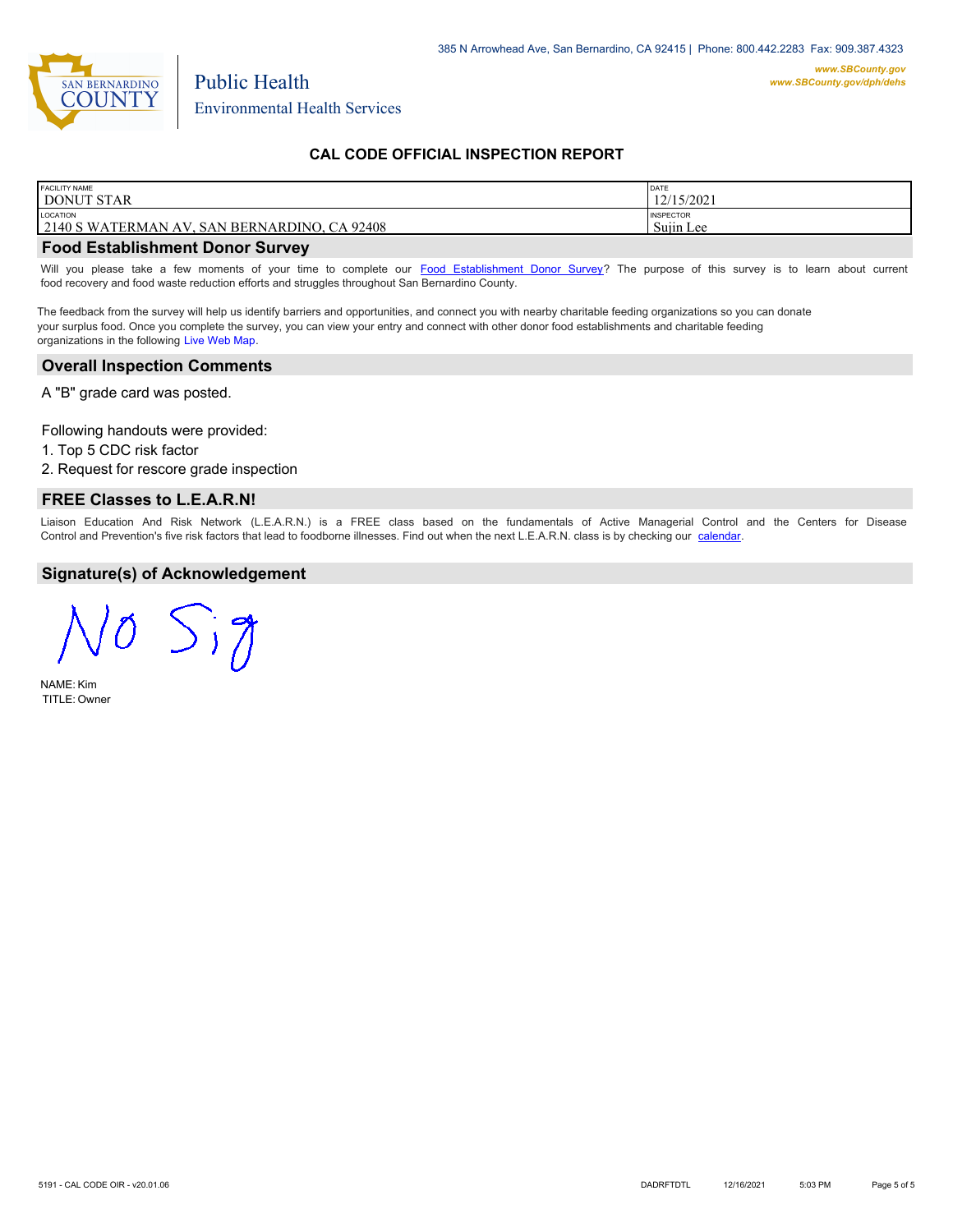385 N Arrowhead Ave, San Bernardino, CA 92415 | Phone: 800.442.2283 Fax: 909.387.4323

SAN BERNARDINO COUNTY

Public Health
Environmental Health Services

www.SBCounty.gov
www.SBCounty.gov/dph/dehs

## CAL CODE OFFICIAL INSPECTION REPORT

| FACILITY NAME | DATE |
|---|---|
| DONUT STAR | 12/15/2021 |
| **LOCATION** | **INSPECTOR** |
| 2140 S WATERMAN AV, SAN BERNARDINO, CA 92408 | Sujin Lee |

### Food Establishment Donor Survey

Will you please take a few moments of your time to complete our Food Establishment Donor Survey? The purpose of this survey is to learn about current food recovery and food waste reduction efforts and struggles throughout San Bernardino County.

The feedback from the survey will help us identify barriers and opportunities, and connect you with nearby charitable feeding organizations so you can donate your surplus food. Once you complete the survey, you can view your entry and connect with other donor food establishments and charitable feeding organizations in the following Live Web Map.

### Overall Inspection Comments

A "B" grade card was posted.

Following handouts were provided:
1. Top 5 CDC risk factor
2. Request for rescore grade inspection

### FREE Classes to L.E.A.R.N!

Liaison Education And Risk Network (L.E.A.R.N.) is a FREE class based on the fundamentals of Active Managerial Control and the Centers for Disease Control and Prevention's five risk factors that lead to foodborne illnesses. Find out when the next L.E.A.R.N. class is by checking our calendar.

### Signature(s) of Acknowledgement

No Sig

NAME: Kim
TITLE: Owner

5191 - CAL CODE OIR - v20.01.06 DADRFTDTL 12/16/2021 5:03 PM